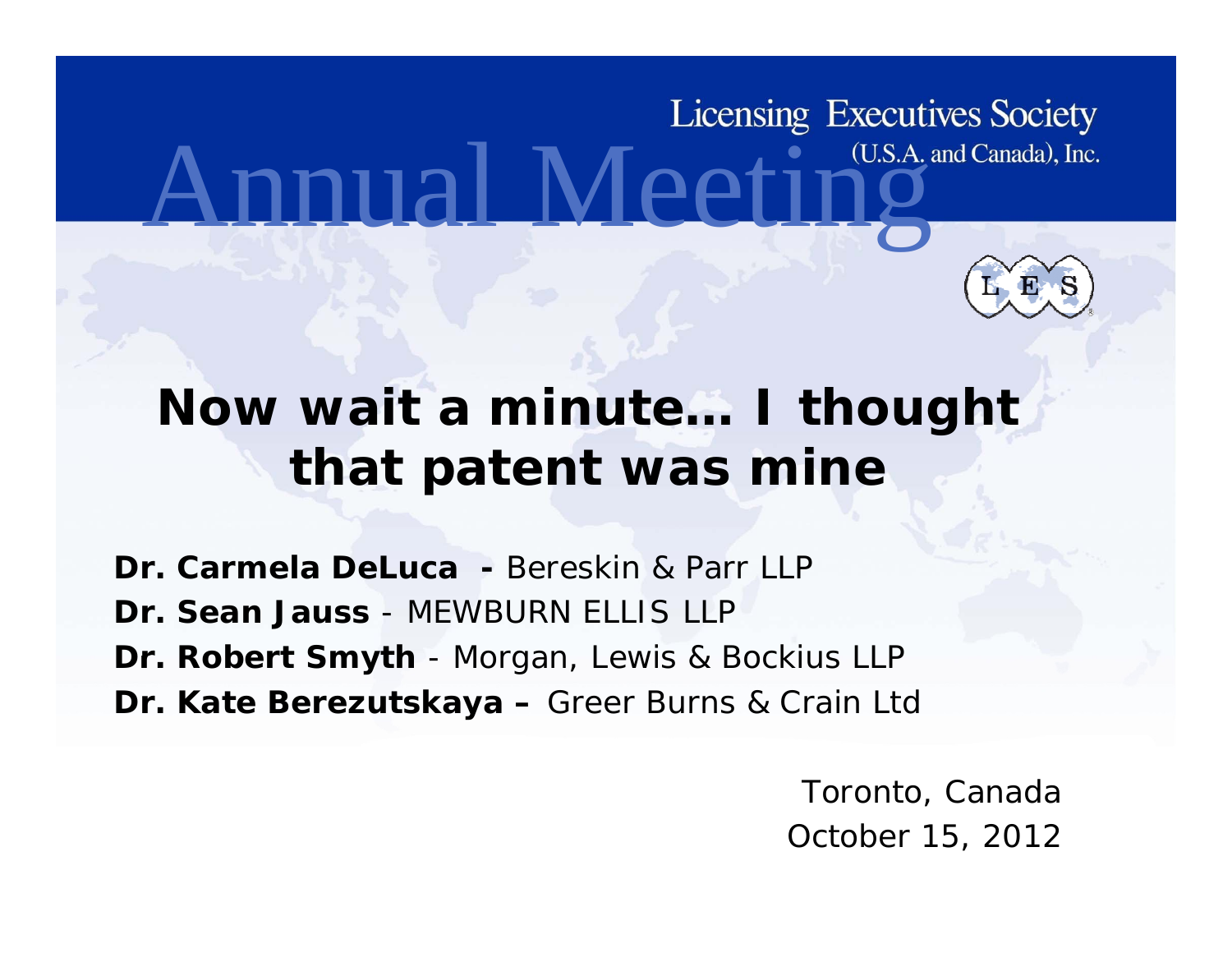Licensing Executives Society (U.S.A. and Canada), Inc.

Annual Meeting

# Now wait a minute… I thought that patent was mine

**Dr. Carmela DeLuca -** Bereskin & Parr LLP
**Dr. Sean Jauss** - MEWBURN ELLIS LLP
**Dr. Robert Smyth** - Morgan, Lewis & Bockius LLP
**Dr. Kate Berezutskaya –** Greer Burns & Crain Ltd

Toronto, Canada
October 15, 2012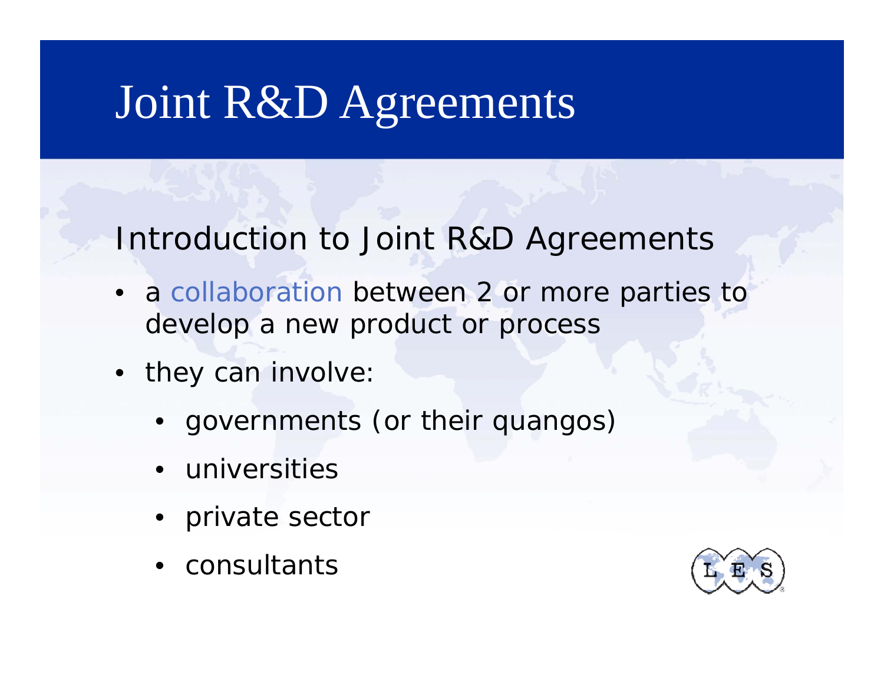# Joint R&D Agreements

## Introduction to Joint R&D Agreements

- a collaboration between 2 or more parties to develop a new product or process
- they can involve:
  - governments (or their quangos)
  - universities
  - private sector
  - consultants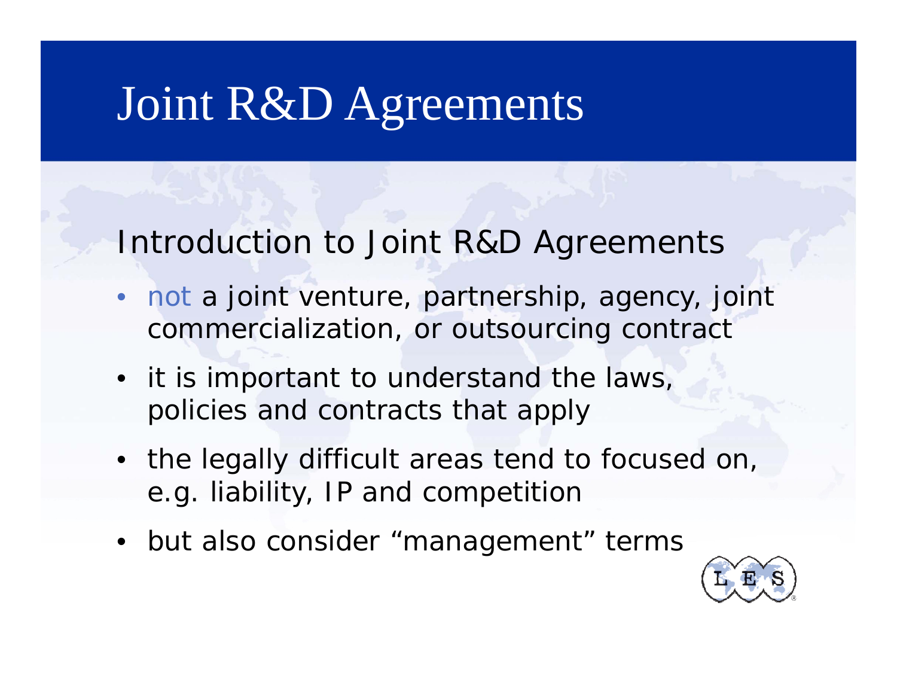# Joint R&D Agreements

## Introduction to Joint R&D Agreements

- not a joint venture, partnership, agency, joint commercialization, or outsourcing contract
- it is important to understand the laws, policies and contracts that apply
- the legally difficult areas tend to focused on, e.g. liability, IP and competition
- but also consider "management" terms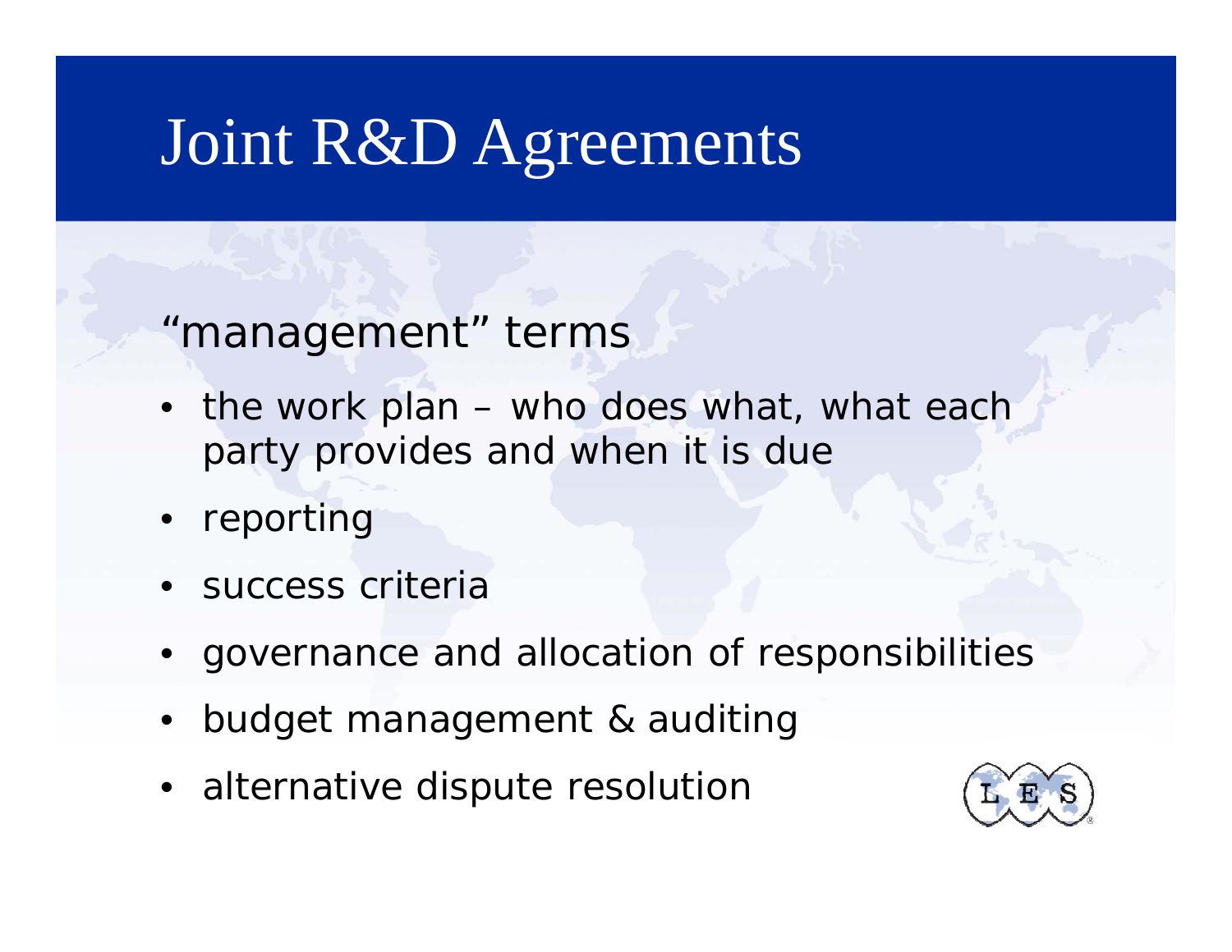# Joint R&D Agreements

"management" terms

- the work plan – who does what, what each party provides and when it is due
- reporting
- success criteria
- governance and allocation of responsibilities
- budget management & auditing
- alternative dispute resolution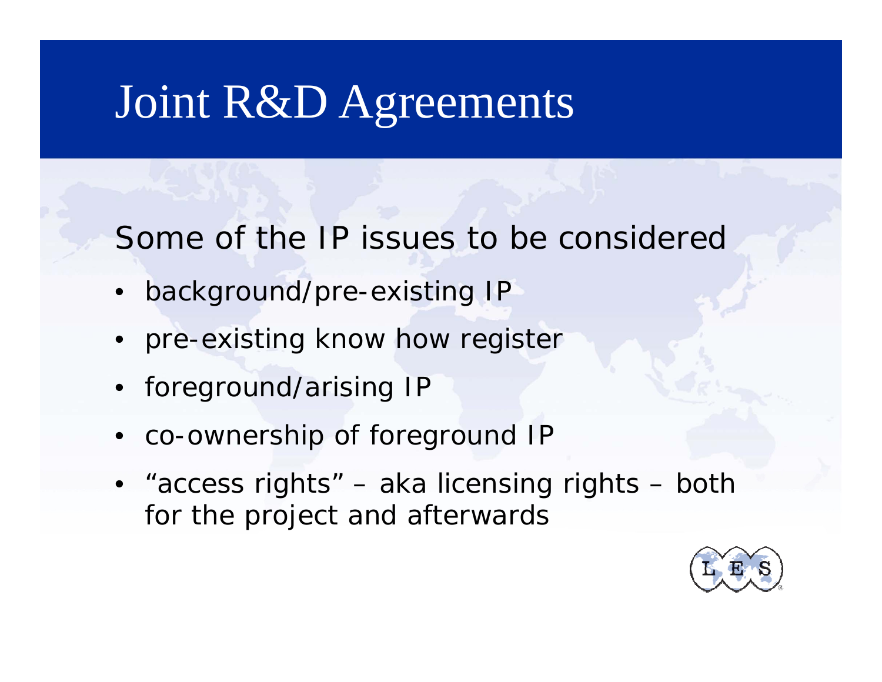# Joint R&D Agreements

Some of the IP issues to be considered

- background/pre-existing IP
- pre-existing know how register
- foreground/arising IP
- co-ownership of foreground IP
- "access rights" – aka licensing rights – both for the project and afterwards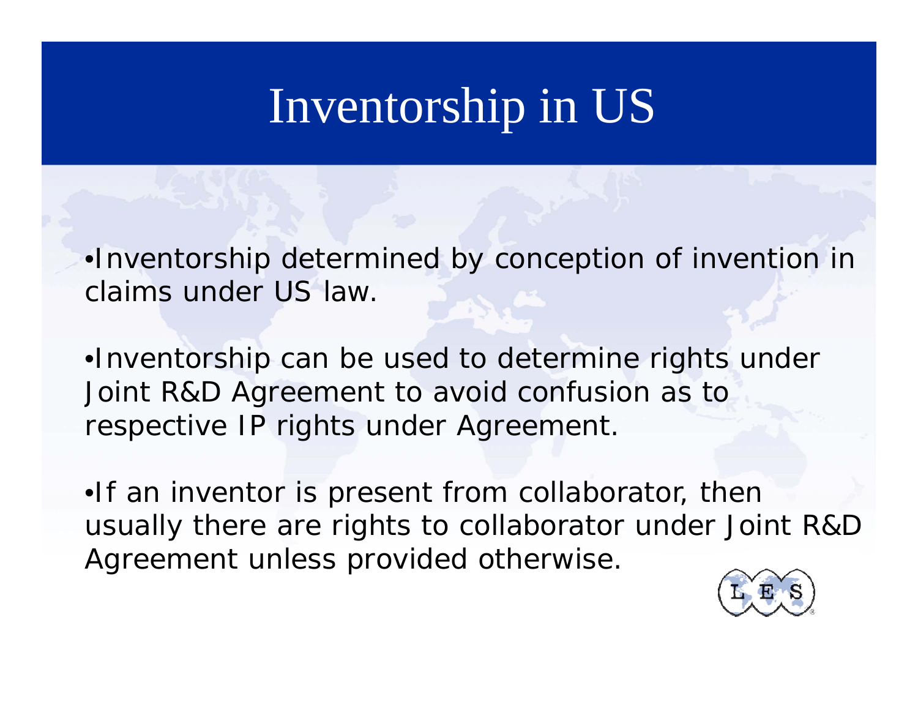# Inventorship in US

- Inventorship determined by conception of invention in claims under US law.
- Inventorship can be used to determine rights under Joint R&D Agreement to avoid confusion as to respective IP rights under Agreement.
- If an inventor is present from collaborator, then usually there are rights to collaborator under Joint R&D Agreement unless provided otherwise.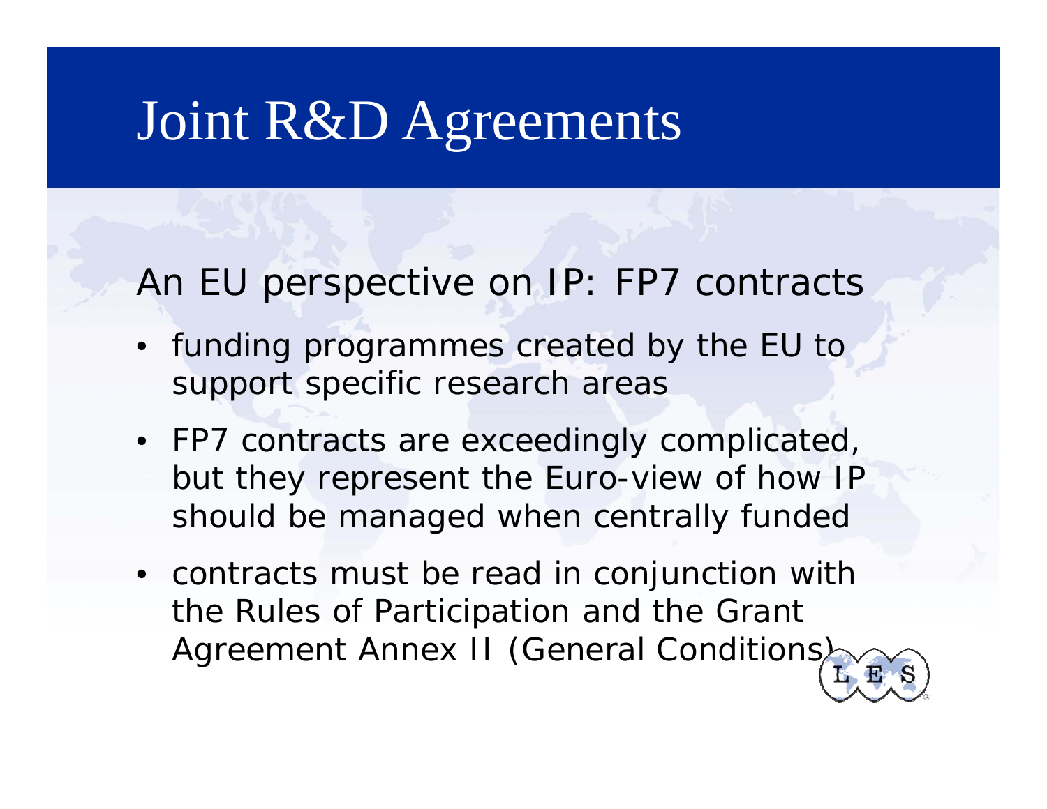# Joint R&D Agreements

An EU perspective on IP: FP7 contracts

- funding programmes created by the EU to support specific research areas
- FP7 contracts are exceedingly complicated, but they represent the Euro-view of how IP should be managed when centrally funded
- contracts must be read in conjunction with the Rules of Participation and the Grant Agreement Annex II (General Conditions)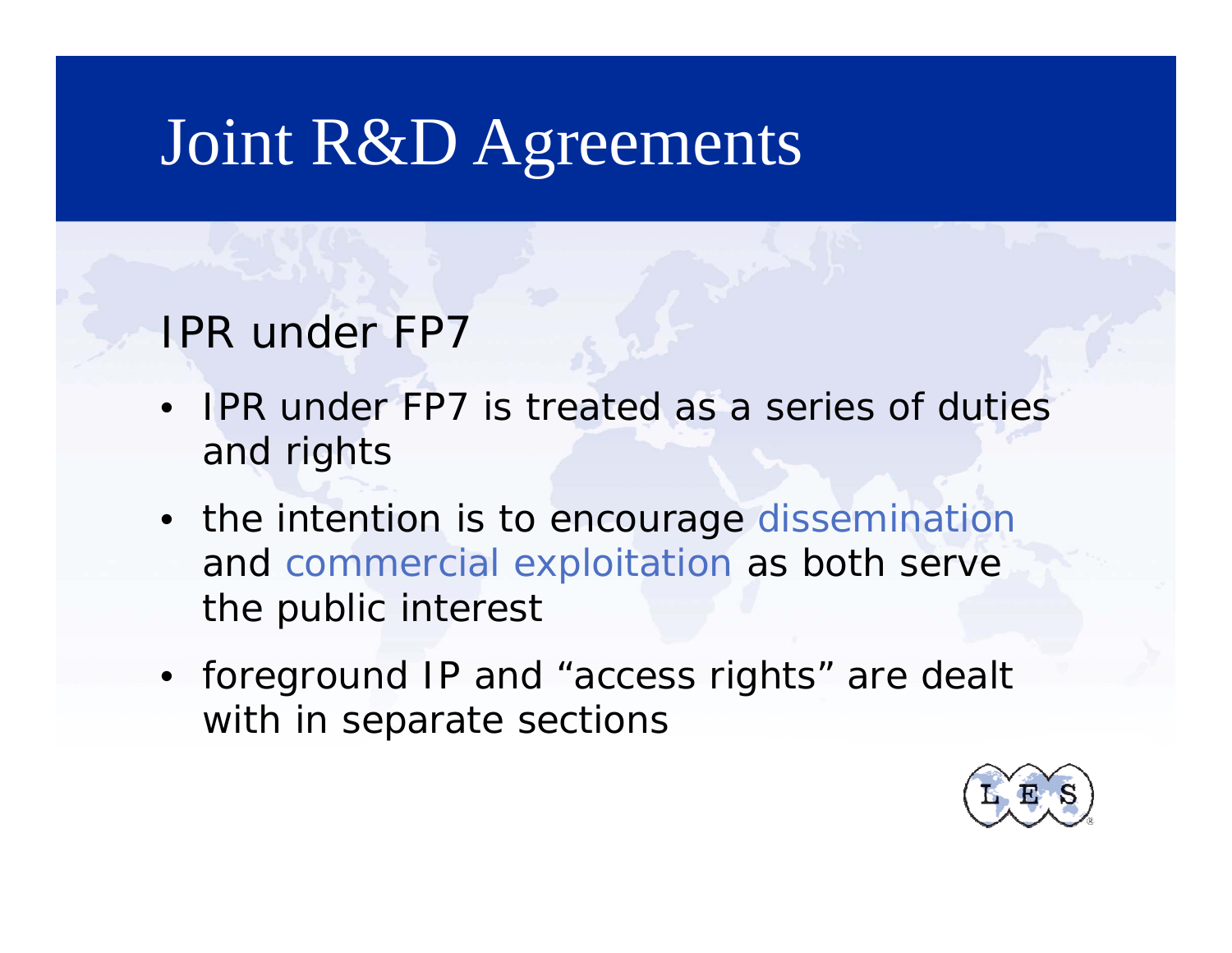# Joint R&D Agreements

## IPR under FP7

- IPR under FP7 is treated as a series of duties and rights
- the intention is to encourage dissemination and commercial exploitation as both serve the public interest
- foreground IP and "access rights" are dealt with in separate sections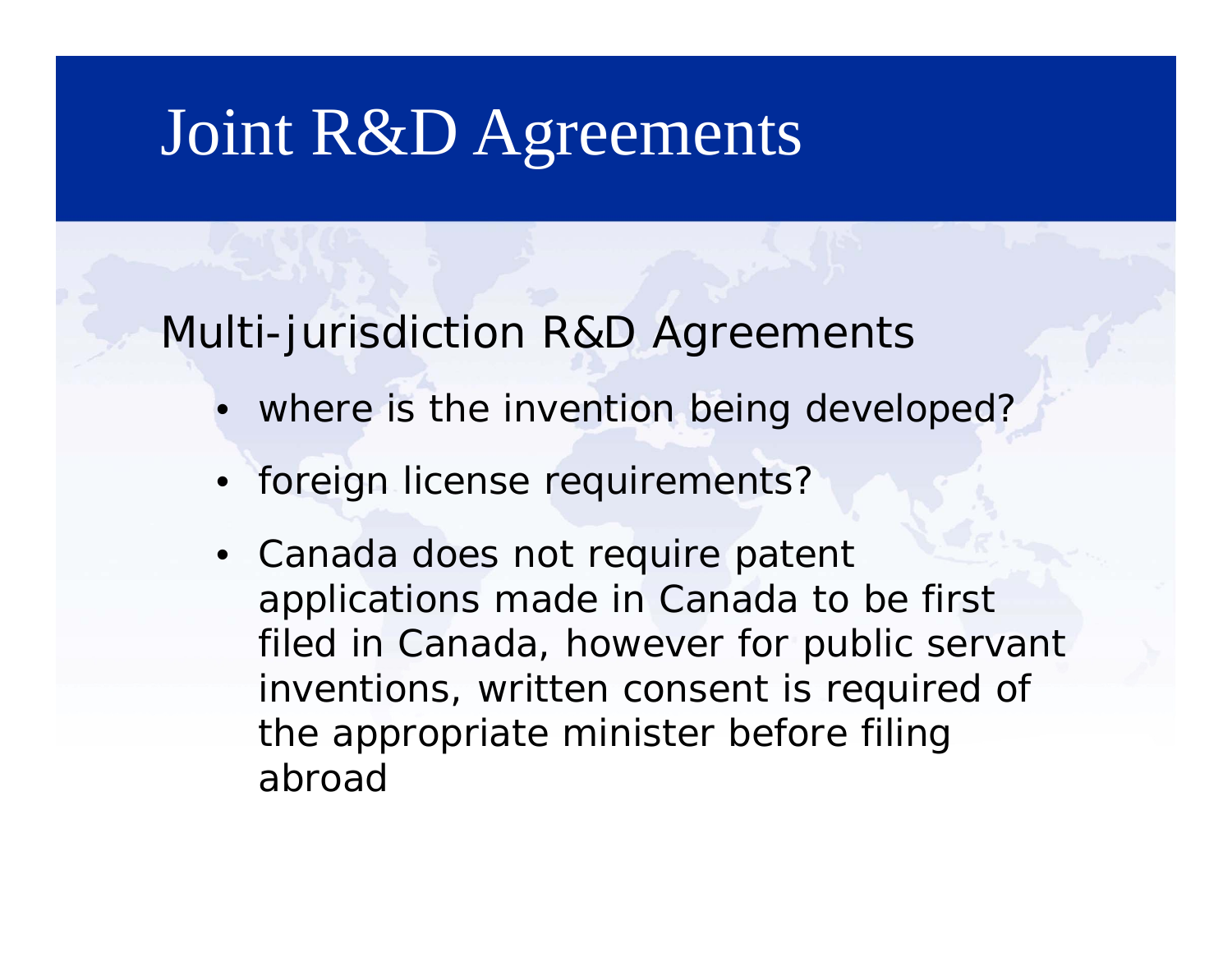# Joint R&D Agreements

Multi-jurisdiction R&D Agreements

- where is the invention being developed?
- foreign license requirements?
- Canada does not require patent applications made in Canada to be first filed in Canada, however for public servant inventions, written consent is required of the appropriate minister before filing abroad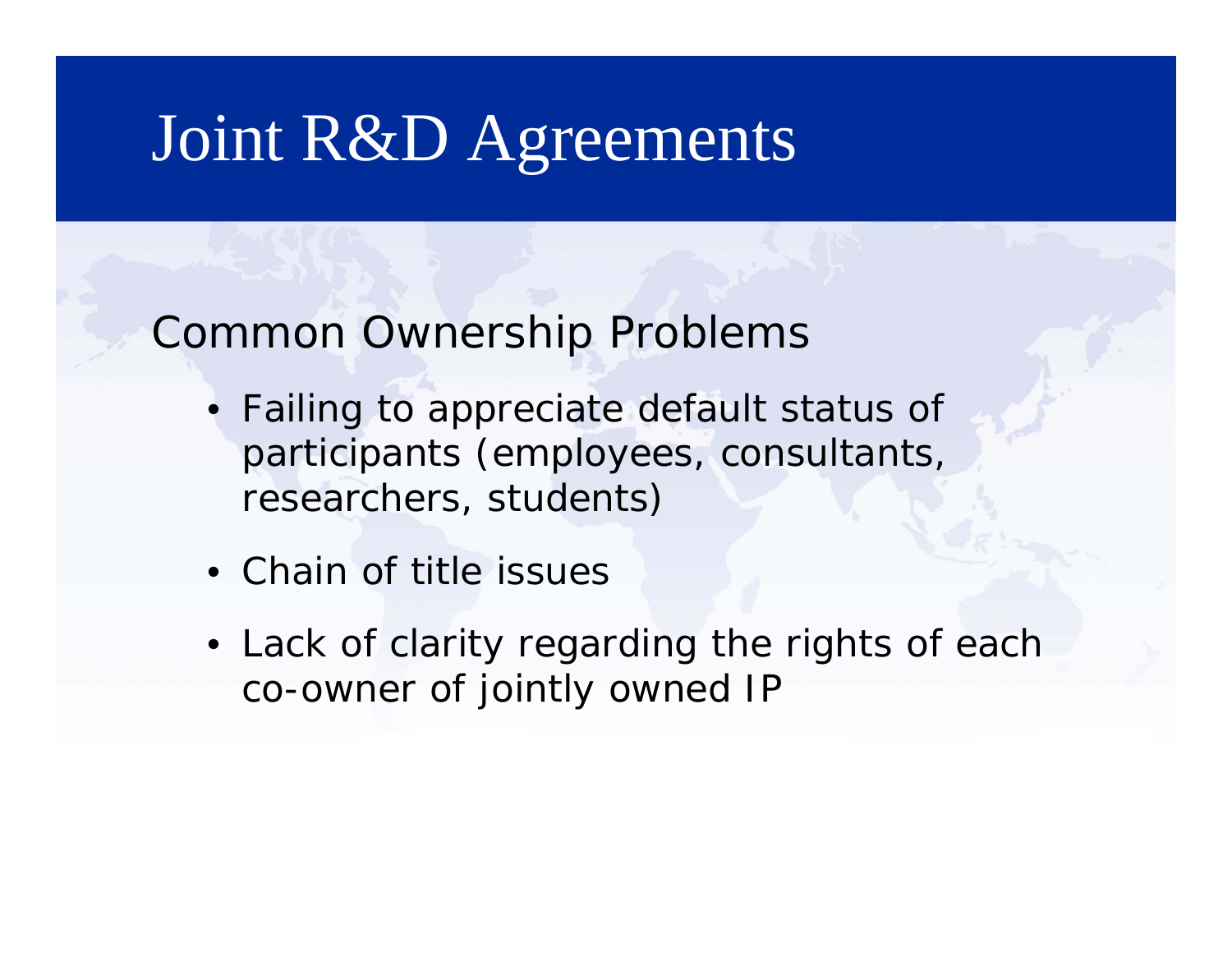# Joint R&D Agreements

## Common Ownership Problems

- Failing to appreciate default status of participants (employees, consultants, researchers, students)
- Chain of title issues
- Lack of clarity regarding the rights of each co-owner of jointly owned IP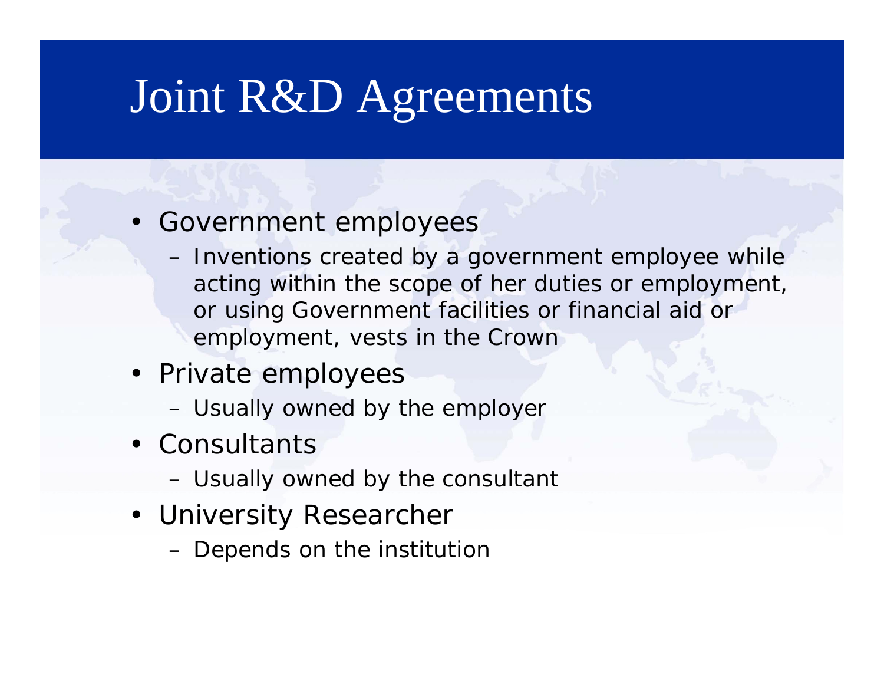# Joint R&D Agreements

- Government employees
  - Inventions created by a government employee while acting within the scope of her duties or employment, or using Government facilities or financial aid or employment, vests in the Crown
- Private employees
  - Usually owned by the employer
- Consultants
  - Usually owned by the consultant
- University Researcher
  - Depends on the institution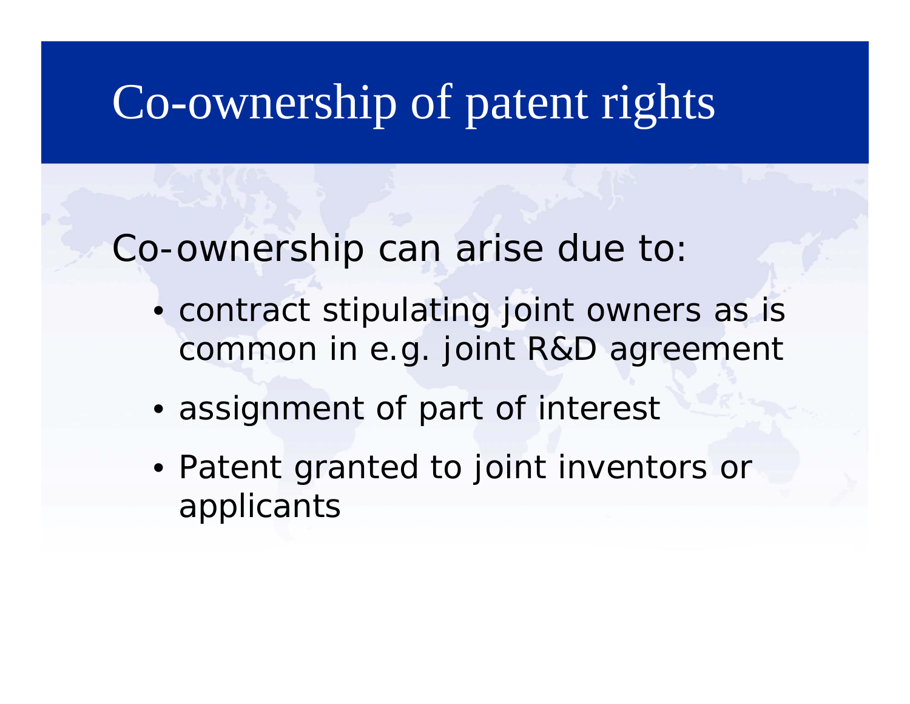# Co-ownership of patent rights

Co-ownership can arise due to:

- contract stipulating joint owners as is common in e.g. joint R&D agreement
- assignment of part of interest
- Patent granted to joint inventors or applicants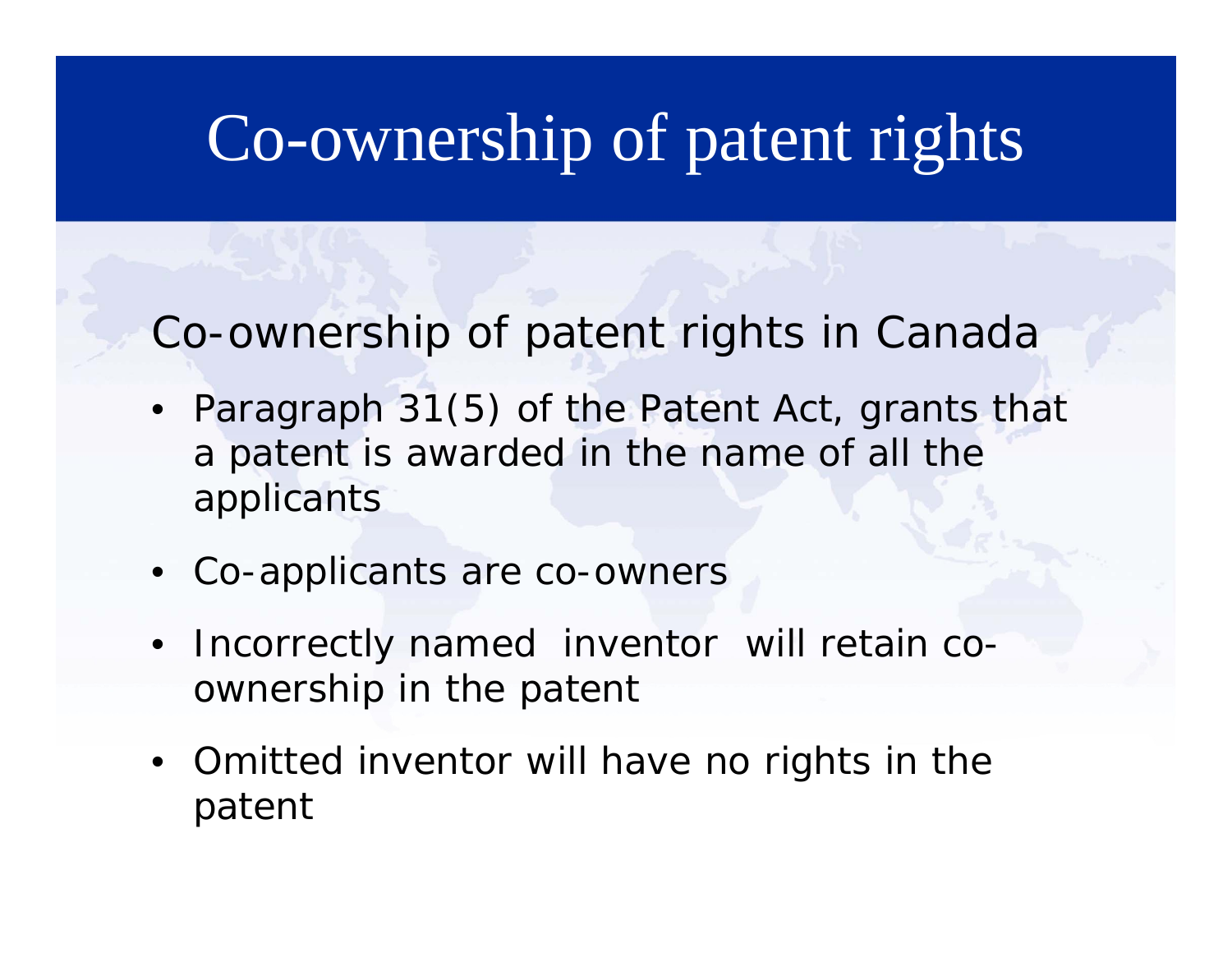# Co-ownership of patent rights

## Co-ownership of patent rights in Canada

- Paragraph 31(5) of the Patent Act, grants that a patent is awarded in the name of all the applicants
- Co-applicants are co-owners
- Incorrectly named inventor will retain co-ownership in the patent
- Omitted inventor will have no rights in the patent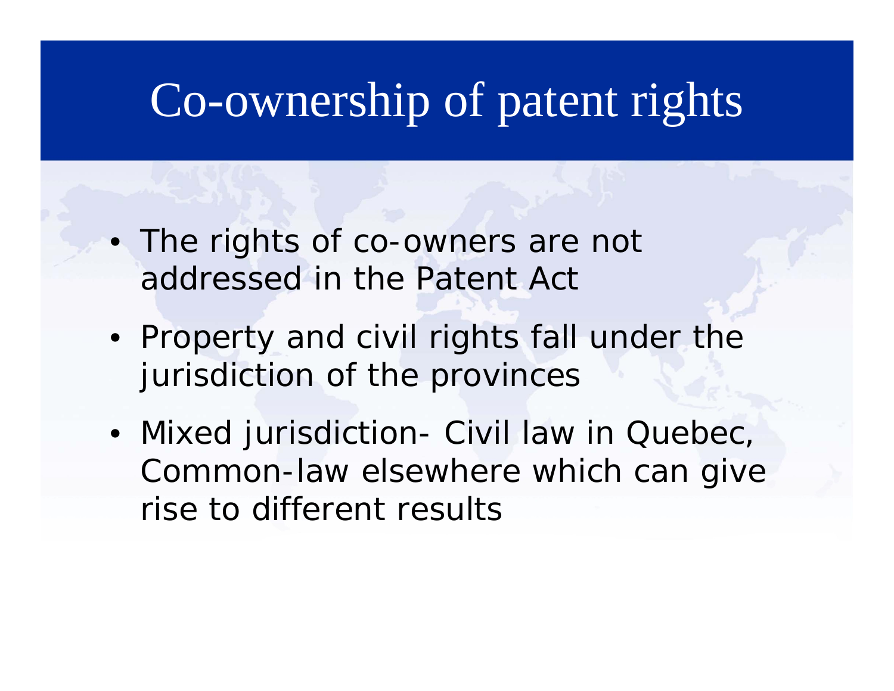# Co-ownership of patent rights

- The rights of co-owners are not addressed in the Patent Act
- Property and civil rights fall under the jurisdiction of the provinces
- Mixed jurisdiction- Civil law in Quebec, Common-law elsewhere which can give rise to different results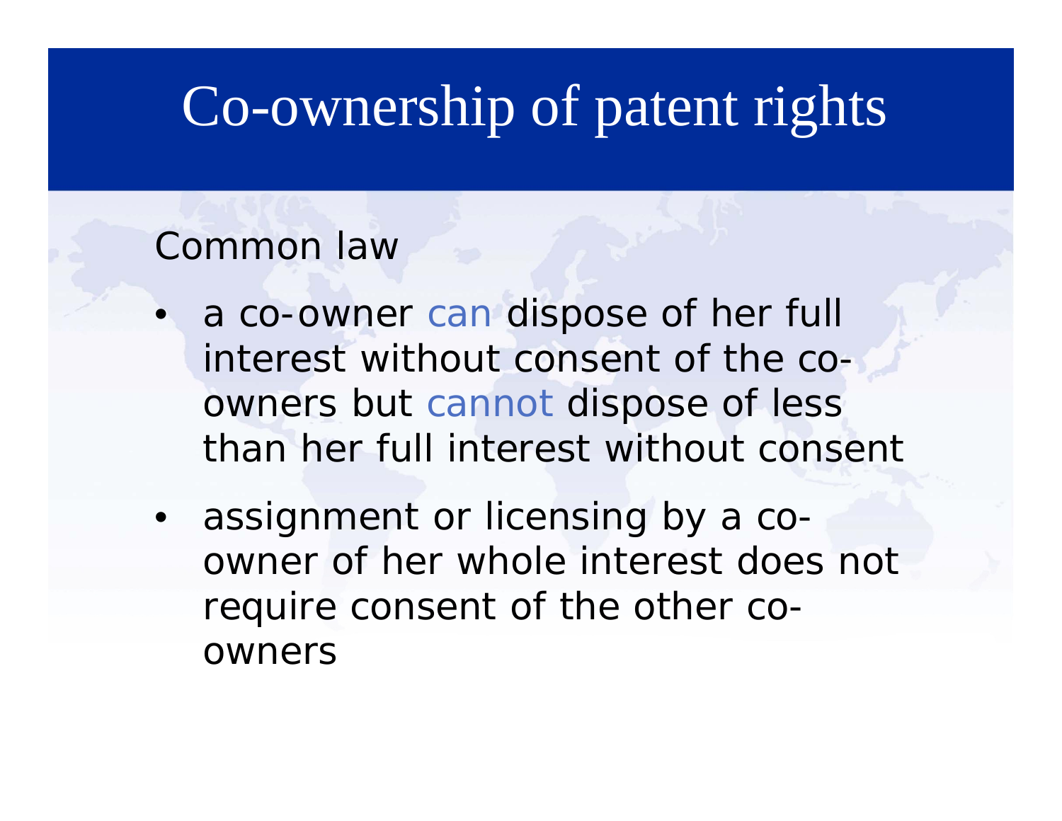# Co-ownership of patent rights

Common law

- a co-owner can dispose of her full interest without consent of the co-owners but cannot dispose of less than her full interest without consent
- assignment or licensing by a co-owner of her whole interest does not require consent of the other co-owners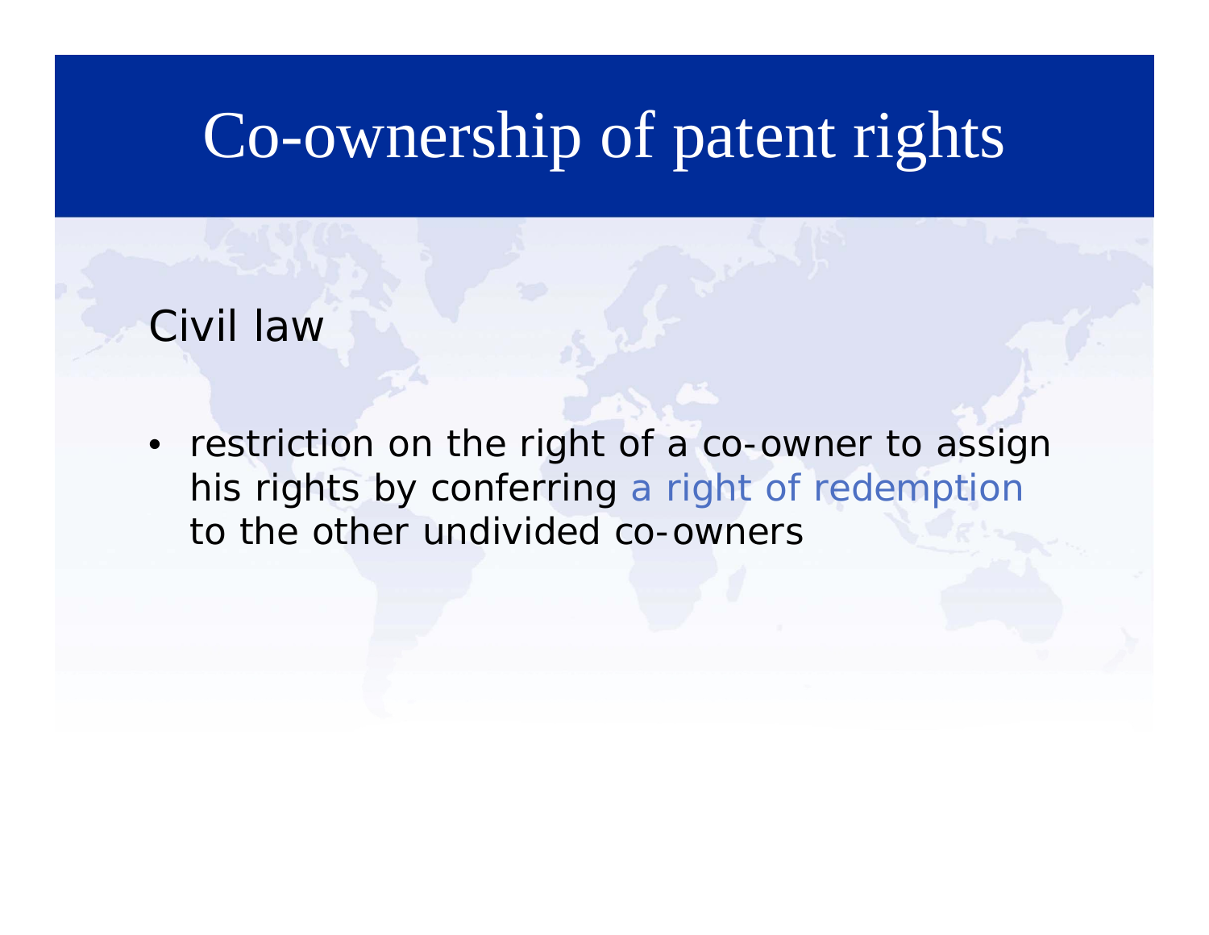# Co-ownership of patent rights

Civil law

- restriction on the right of a co-owner to assign his rights by conferring a right of redemption to the other undivided co-owners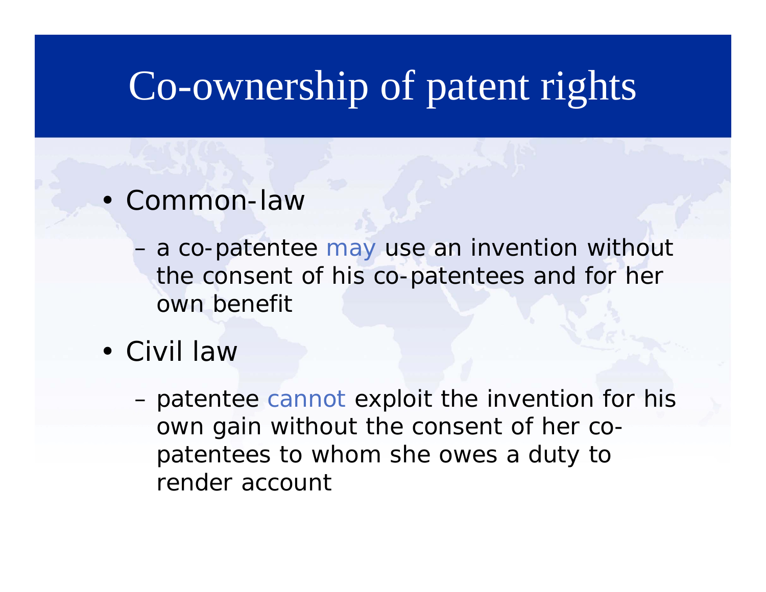# Co-ownership of patent rights

- Common-law
  - a co-patentee may use an invention without the consent of his co-patentees and for her own benefit
- Civil law
  - patentee cannot exploit the invention for his own gain without the consent of her co-patentees to whom she owes a duty to render account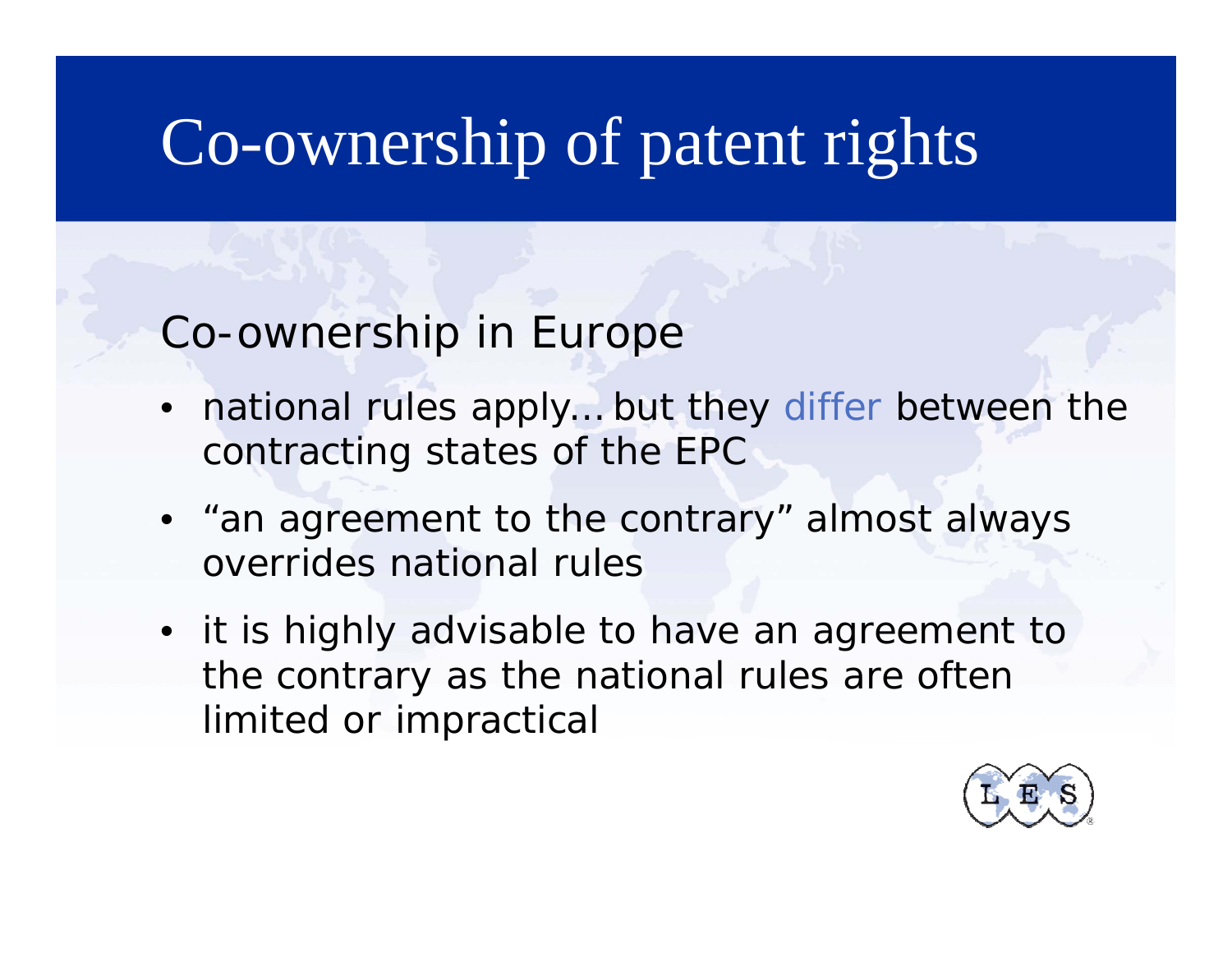# Co-ownership of patent rights

## Co-ownership in Europe

- national rules apply… but they differ between the contracting states of the EPC
- “an agreement to the contrary” almost always overrides national rules
- it is highly advisable to have an agreement to the contrary as the national rules are often limited or impractical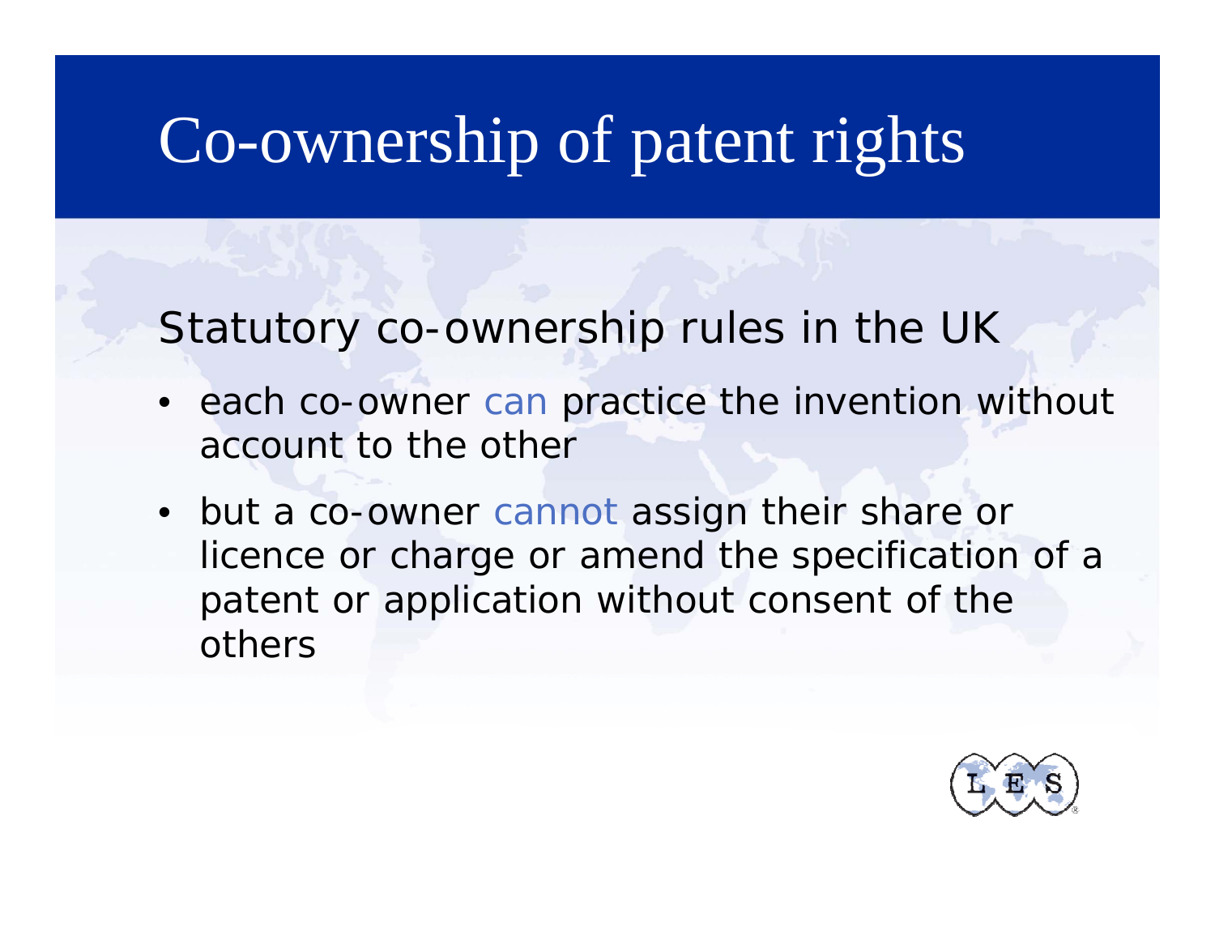# Co-ownership of patent rights

Statutory co-ownership rules in the UK

- each co-owner can practice the invention without account to the other
- but a co-owner cannot assign their share or licence or charge or amend the specification of a patent or application without consent of the others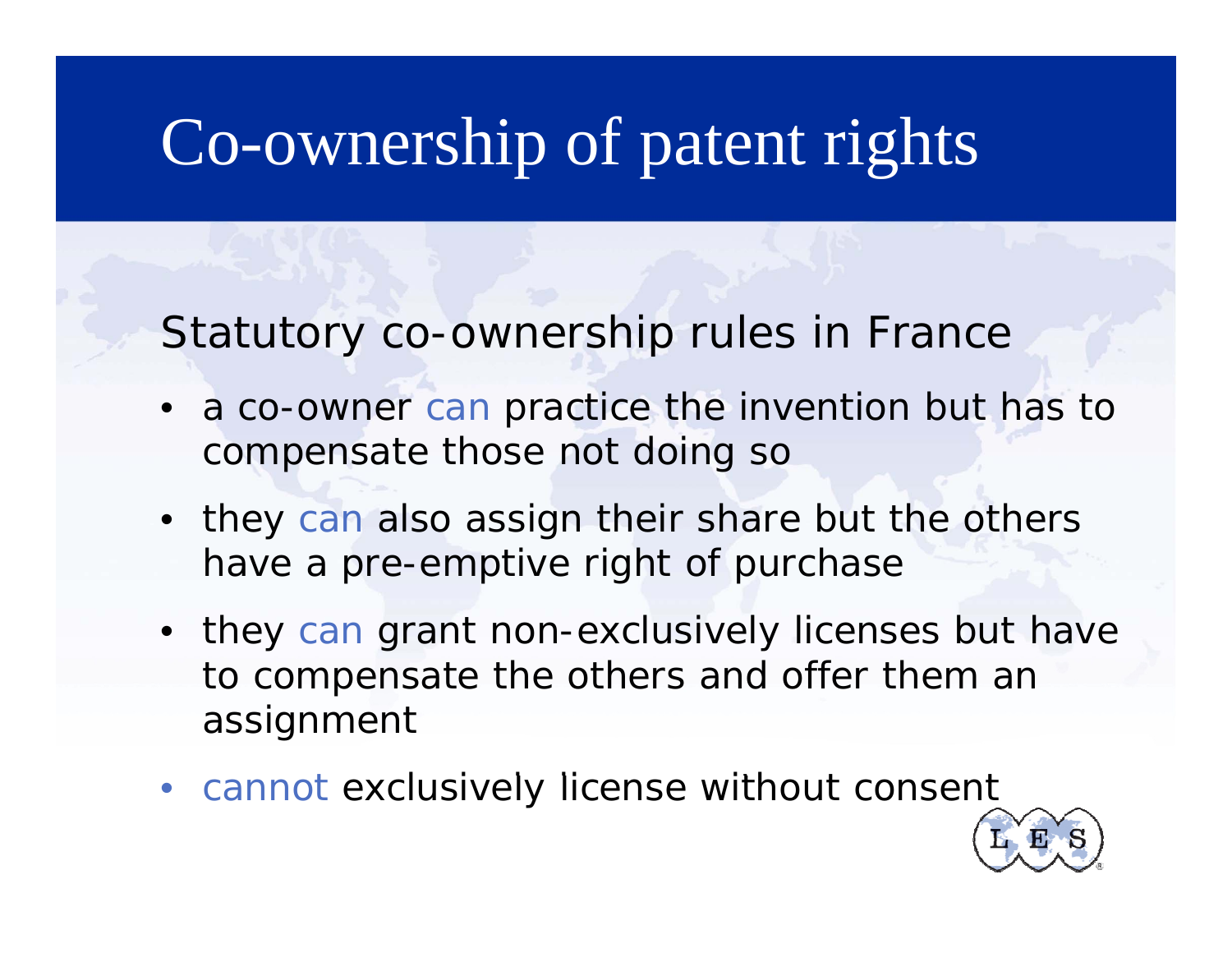# Co-ownership of patent rights

Statutory co-ownership rules in France

- a co-owner can practice the invention but has to compensate those not doing so
- they can also assign their share but the others have a pre-emptive right of purchase
- they can grant non-exclusively licenses but have to compensate the others and offer them an assignment
- cannot exclusively license without consent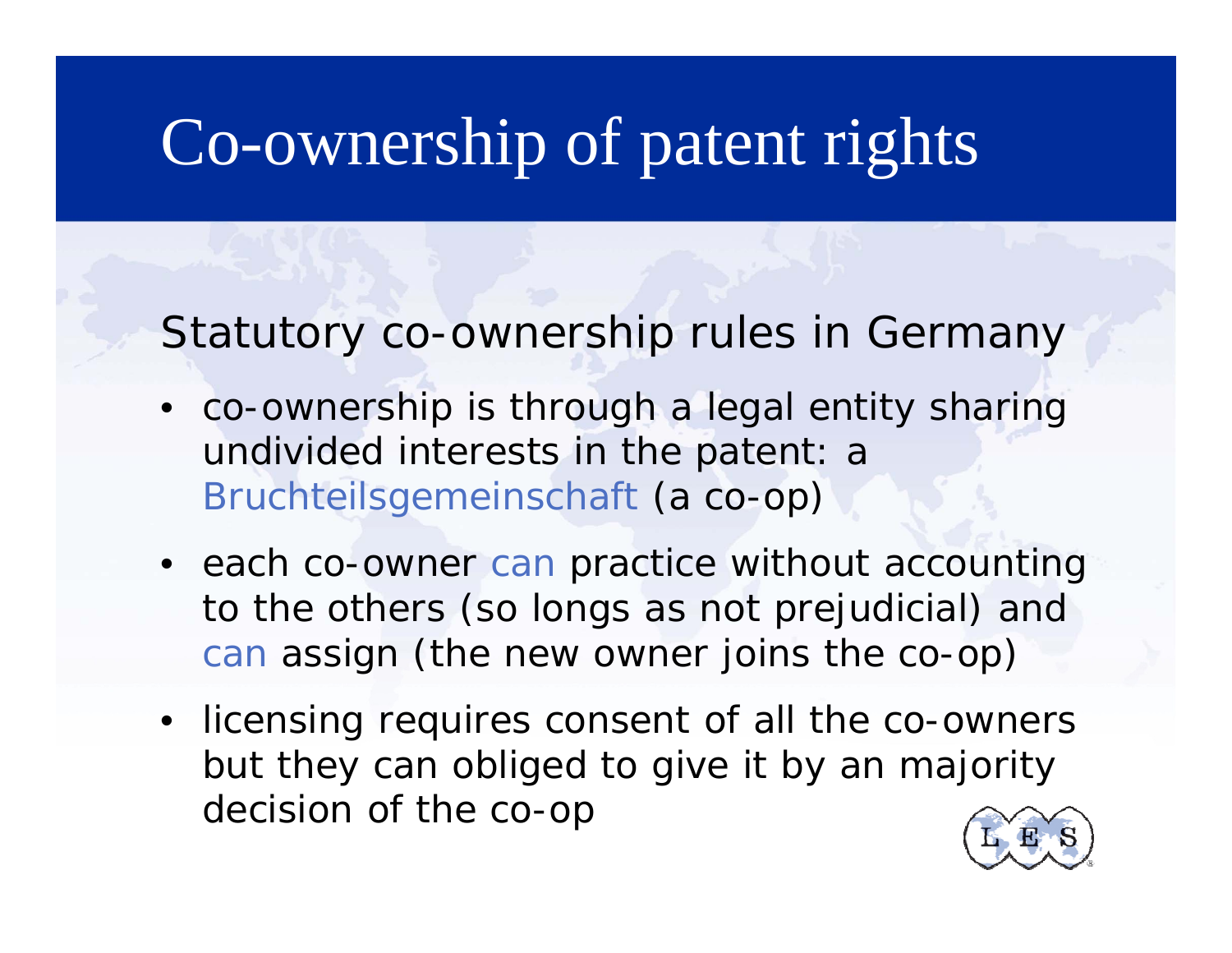# Co-ownership of patent rights

## Statutory co-ownership rules in Germany

- co-ownership is through a legal entity sharing undivided interests in the patent: a Bruchteilsgemeinschaft (a co-op)
- each co-owner can practice without accounting to the others (so longs as not prejudicial) and can assign (the new owner joins the co-op)
- licensing requires consent of all the co-owners but they can obliged to give it by an majority decision of the co-op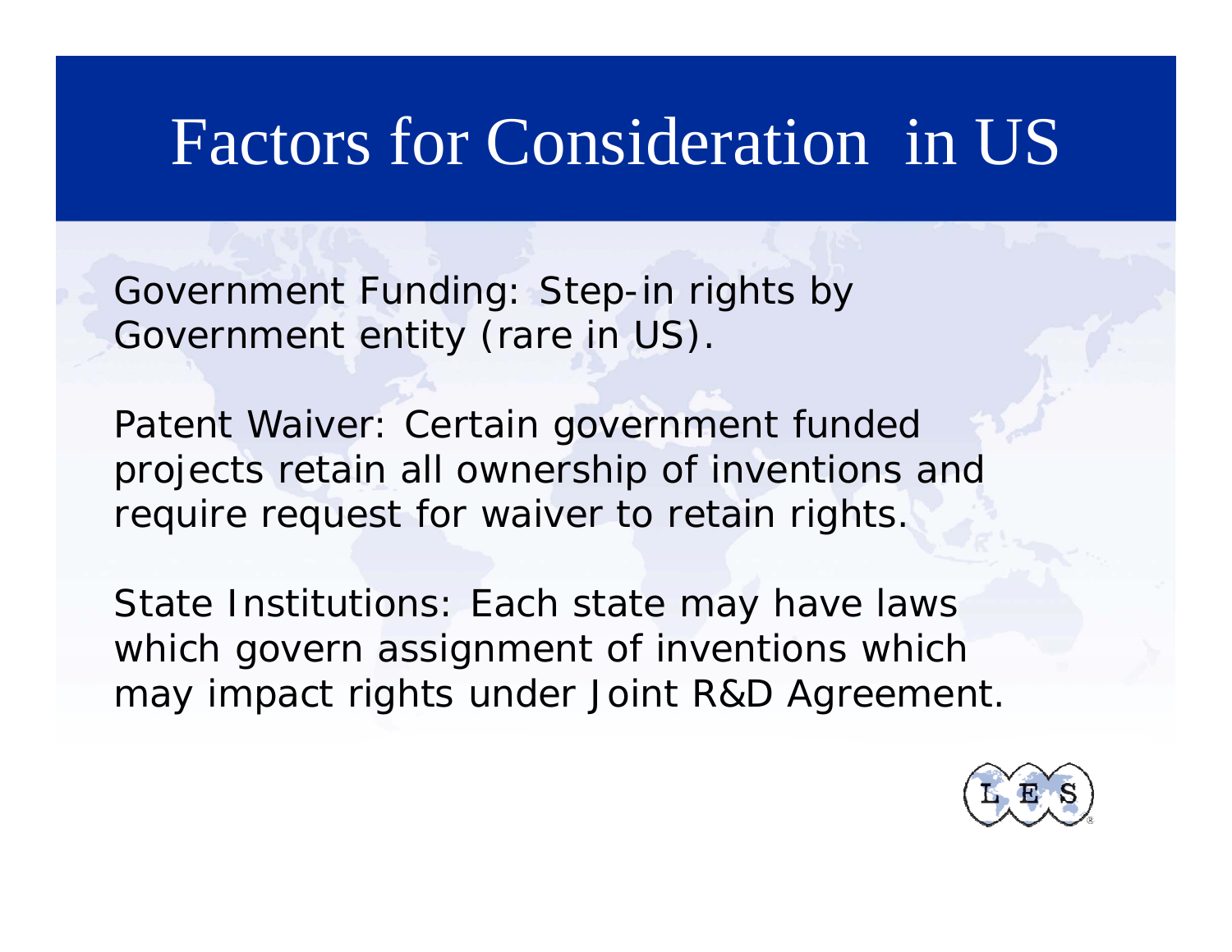# Factors for Consideration in US

Government Funding: Step-in rights by Government entity (rare in US).

Patent Waiver: Certain government funded projects retain all ownership of inventions and require request for waiver to retain rights.

State Institutions: Each state may have laws which govern assignment of inventions which may impact rights under Joint R&D Agreement.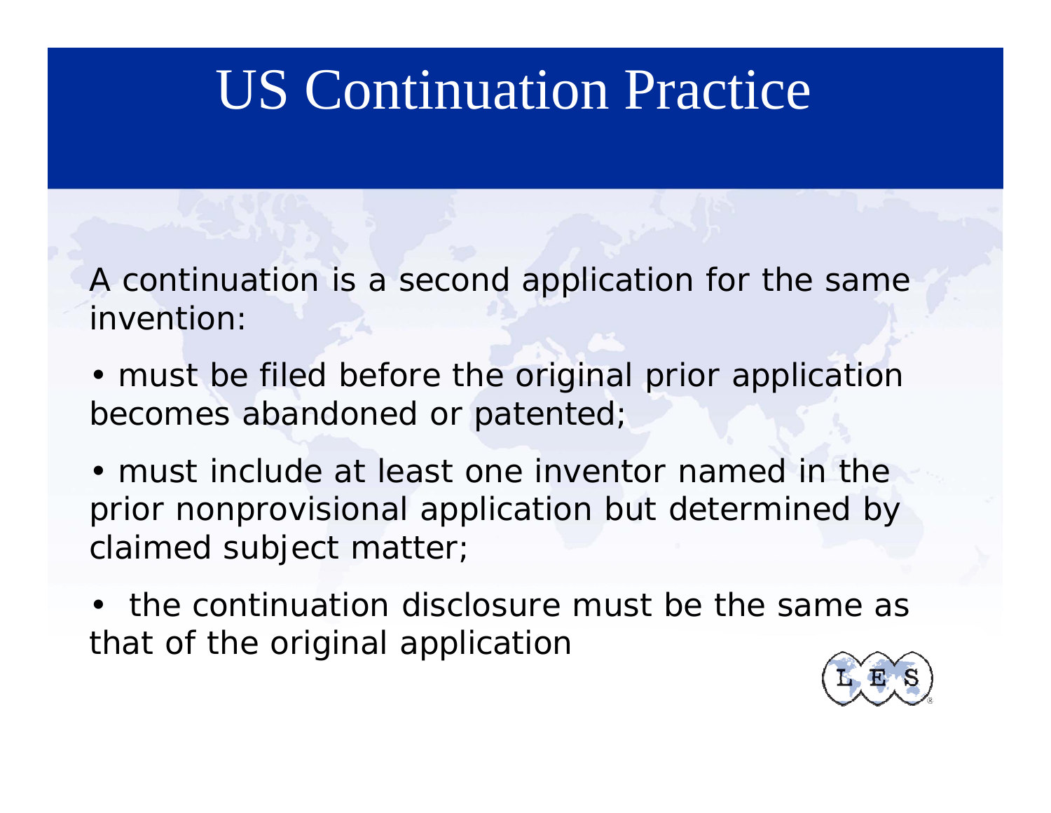# US Continuation Practice

A continuation is a second application for the same invention:

- must be filed before the original prior application becomes abandoned or patented;
- must include at least one inventor named in the prior nonprovisional application but determined by claimed subject matter;
- the continuation disclosure must be the same as that of the original application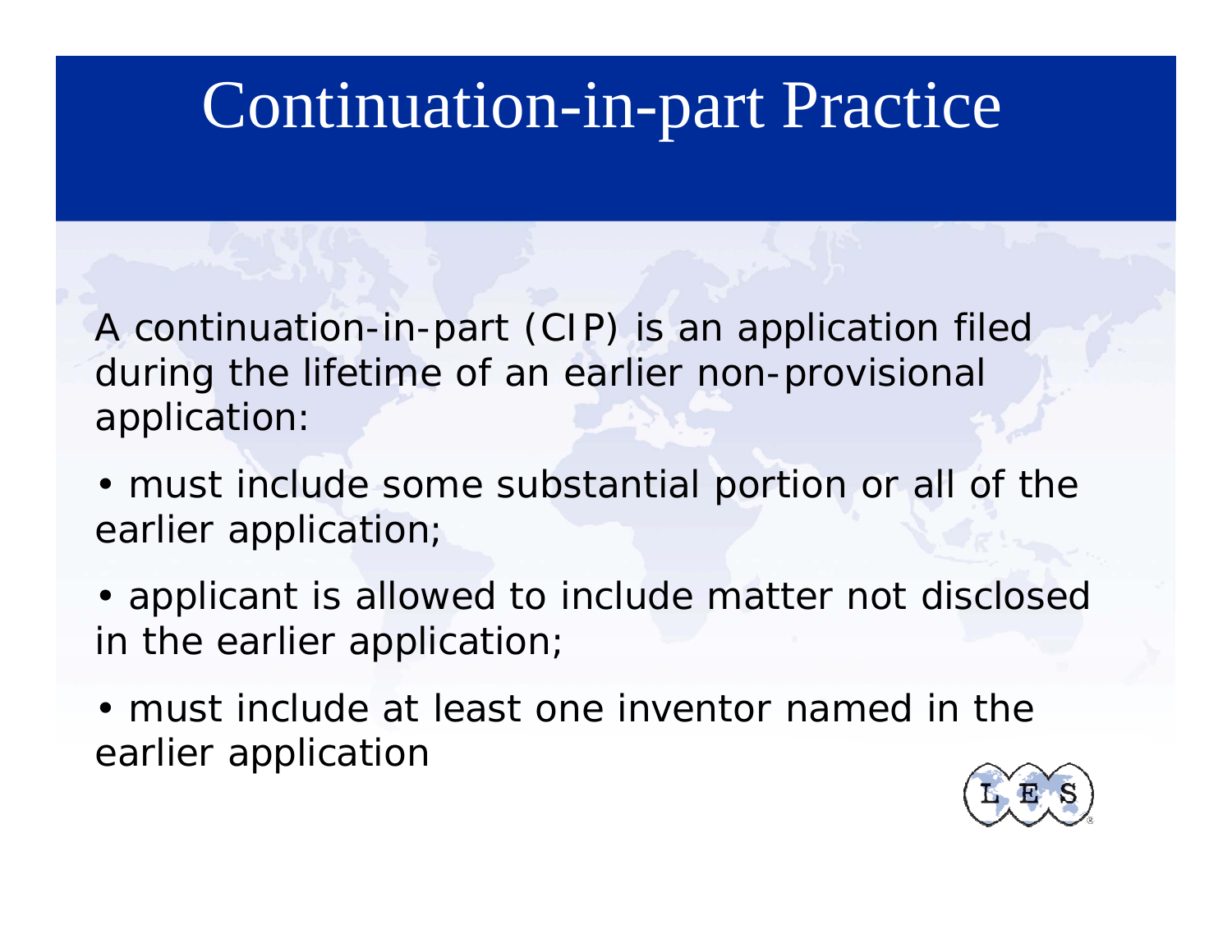# Continuation-in-part Practice

A continuation-in-part (CIP) is an application filed during the lifetime of an earlier non-provisional application:

- must include some substantial portion or all of the earlier application;
- applicant is allowed to include matter not disclosed in the earlier application;
- must include at least one inventor named in the earlier application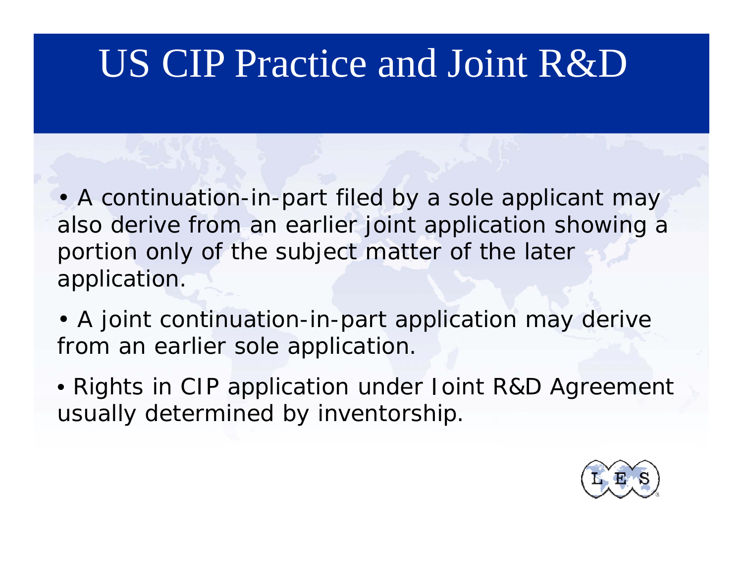# US CIP Practice and Joint R&D

- A continuation-in-part filed by a sole applicant may also derive from an earlier joint application showing a portion only of the subject matter of the later application.
- A joint continuation-in-part application may derive from an earlier sole application.
- Rights in CIP application under Joint R&D Agreement usually determined by inventorship.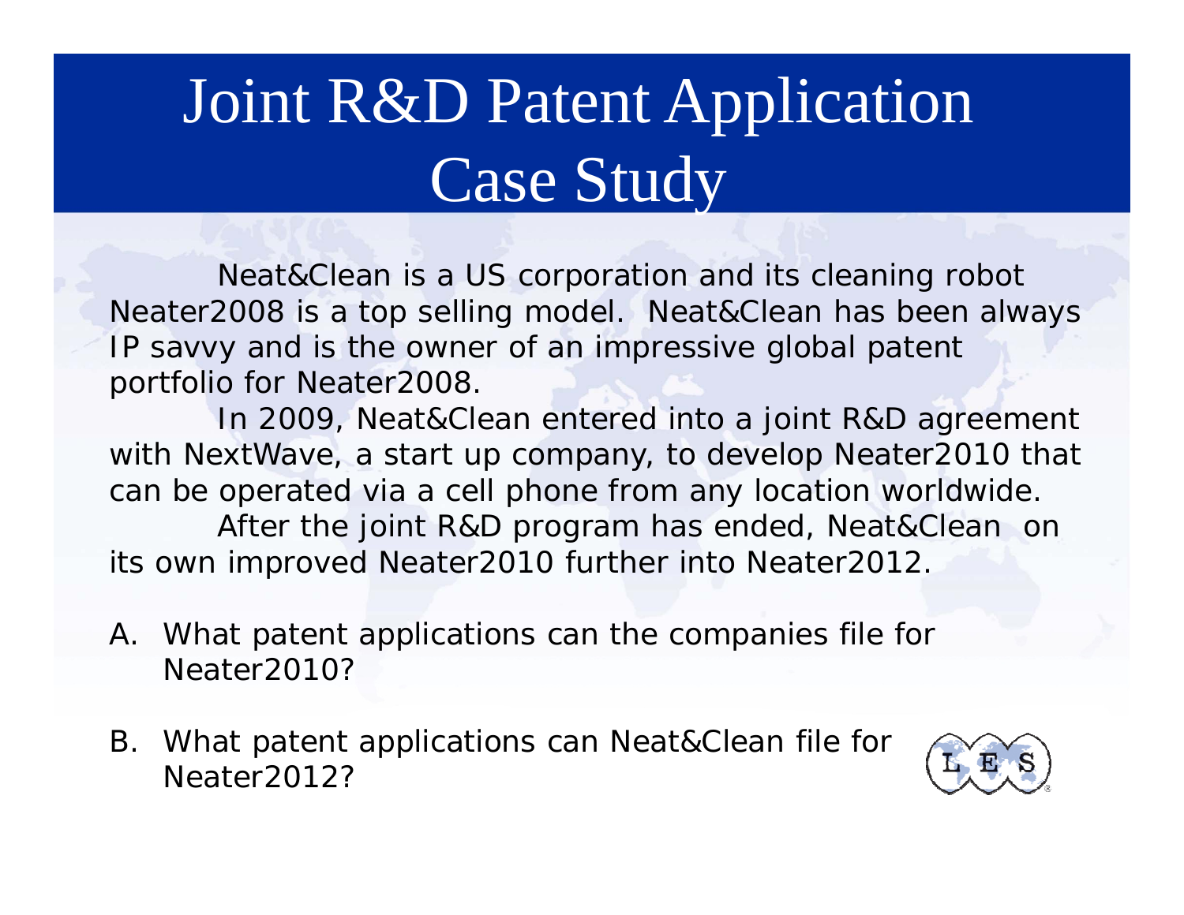# Joint R&D Patent Application Case Study

Neat&Clean is a US corporation and its cleaning robot Neater2008 is a top selling model. Neat&Clean has been always IP savvy and is the owner of an impressive global patent portfolio for Neater2008.

In 2009, Neat&Clean entered into a joint R&D agreement with NextWave, a start up company, to develop Neater2010 that can be operated via a cell phone from any location worldwide.

After the joint R&D program has ended, Neat&Clean on its own improved Neater2010 further into Neater2012.

A. What patent applications can the companies file for Neater2010?

B. What patent applications can Neat&Clean file for Neater2012?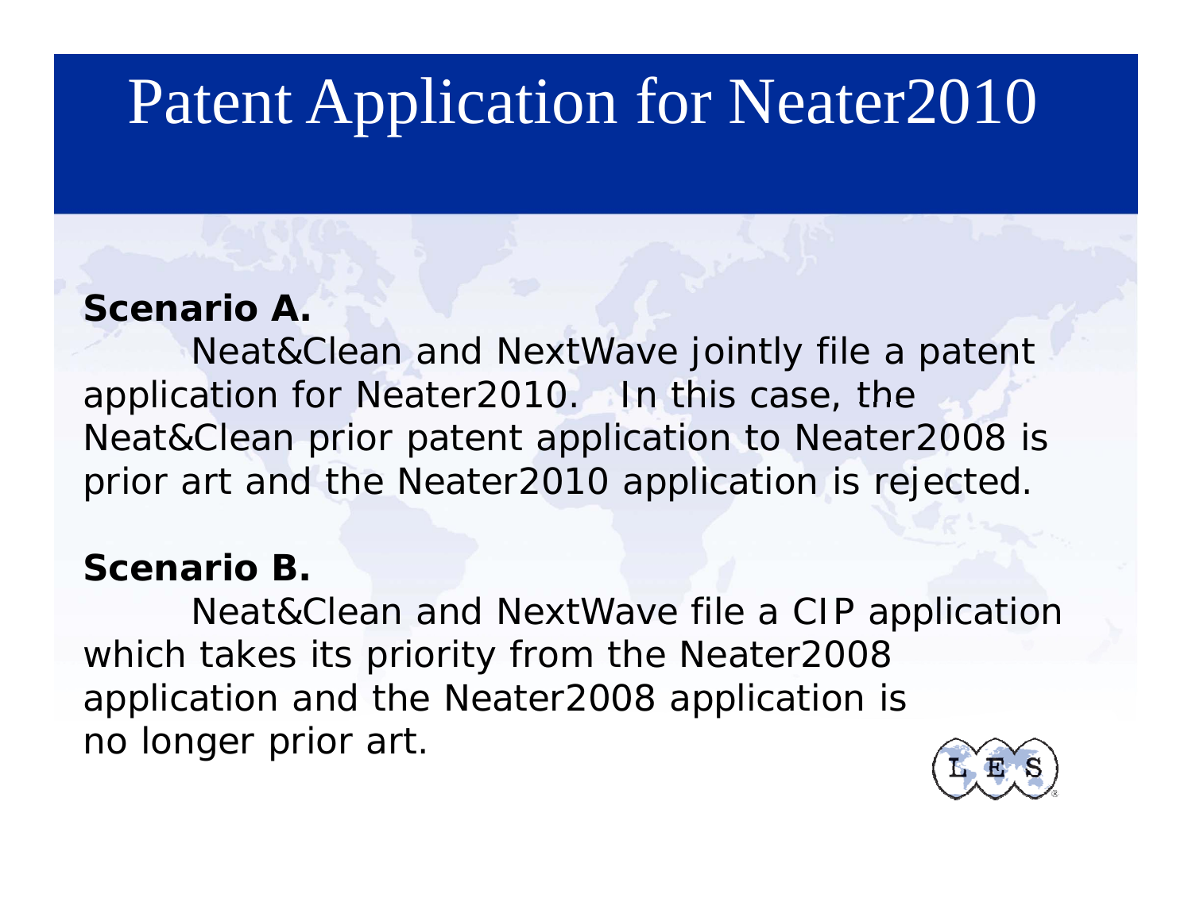# Patent Application for Neater2010

**Scenario A.**

Neat&Clean and NextWave jointly file a patent application for Neater2010. In this case, the Neat&Clean prior patent application to Neater2008 is prior art and the Neater2010 application is rejected.

**Scenario B.**

Neat&Clean and NextWave file a CIP application which takes its priority from the Neater2008 application and the Neater2008 application is no longer prior art.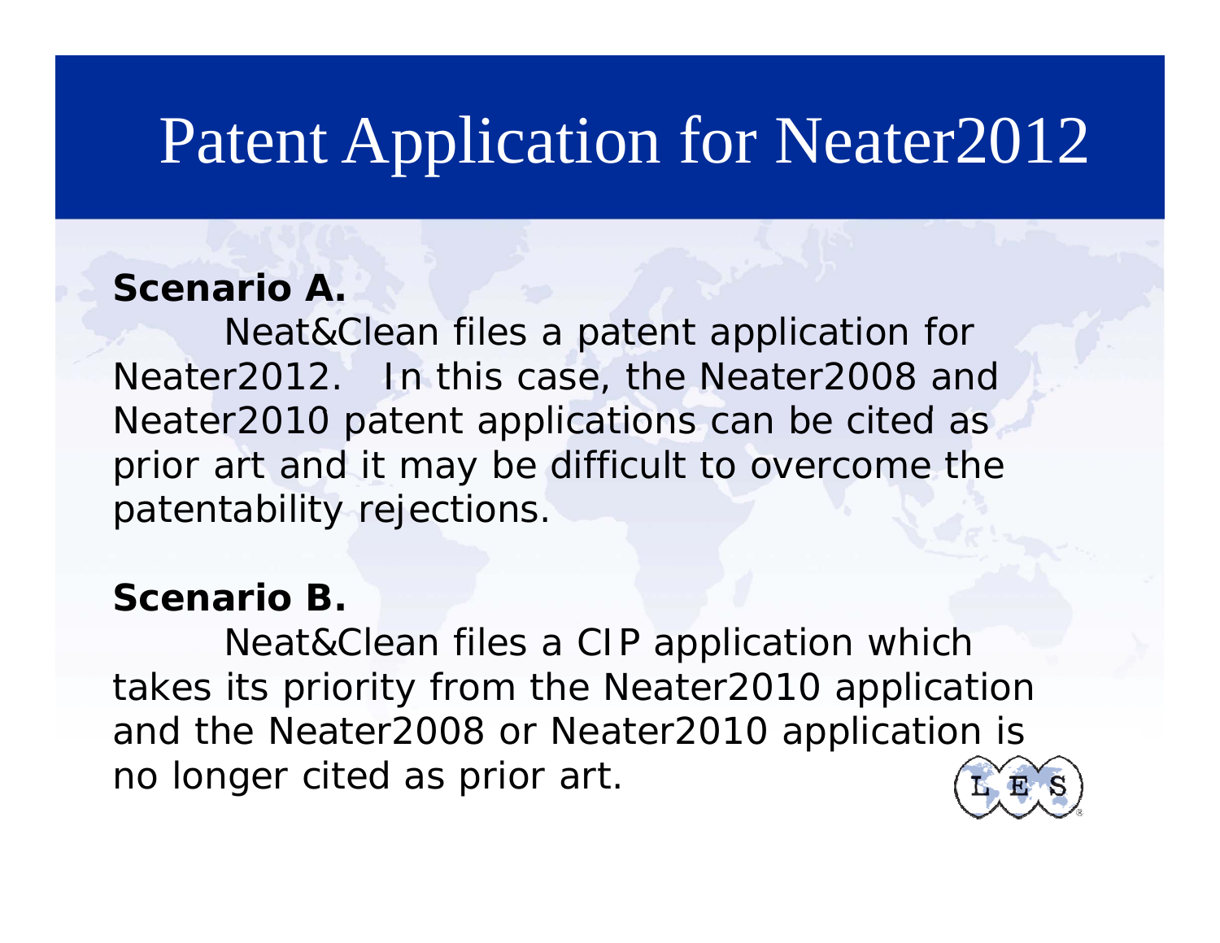# Patent Application for Neater2012

**Scenario A.**

Neat&Clean files a patent application for Neater2012. In this case, the Neater2008 and Neater2010 patent applications can be cited as prior art and it may be difficult to overcome the patentability rejections.

**Scenario B.**

Neat&Clean files a CIP application which takes its priority from the Neater2010 application and the Neater2008 or Neater2010 application is no longer cited as prior art.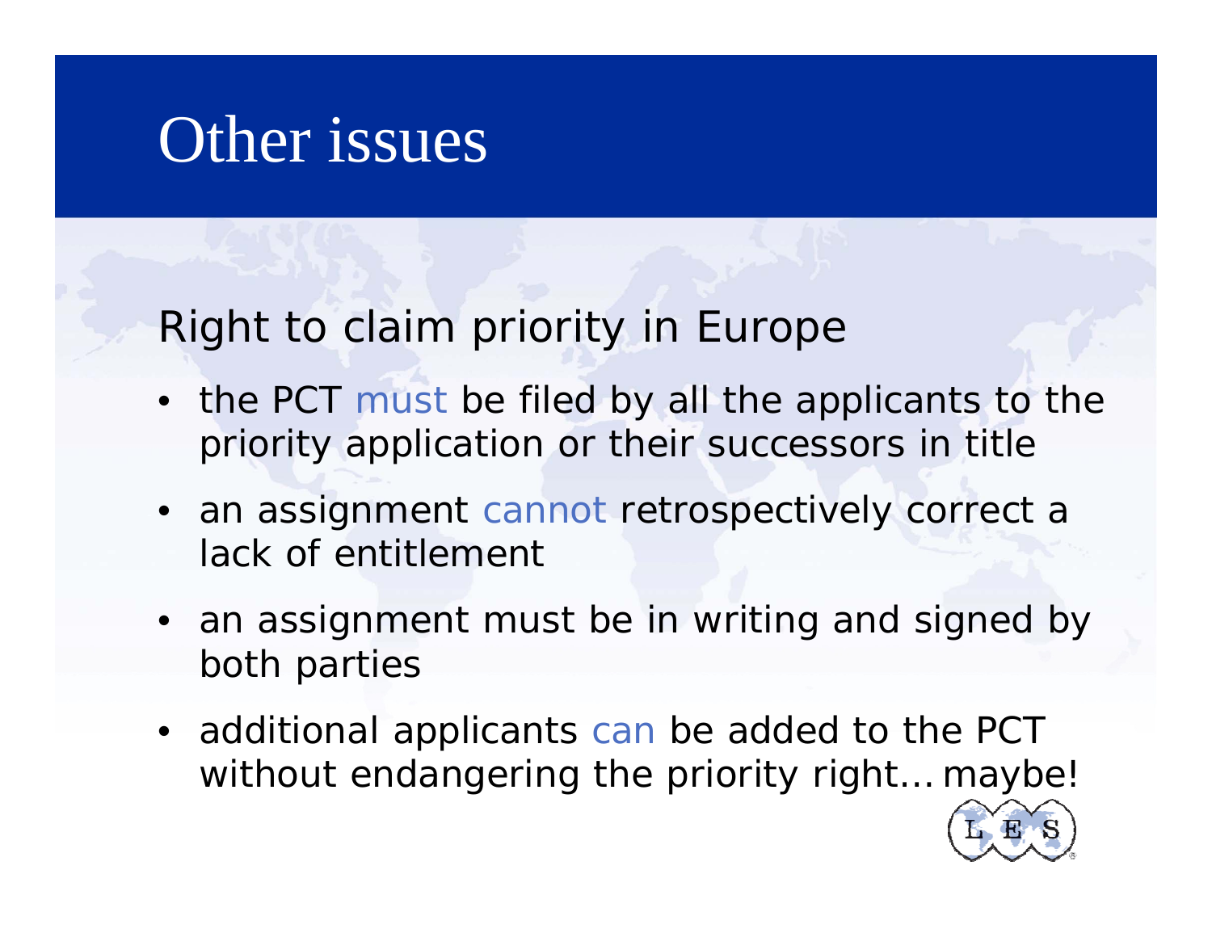# Other issues

## Right to claim priority in Europe

- the PCT must be filed by all the applicants to the priority application or their successors in title
- an assignment cannot retrospectively correct a lack of entitlement
- an assignment must be in writing and signed by both parties
- additional applicants can be added to the PCT without endangering the priority right… maybe!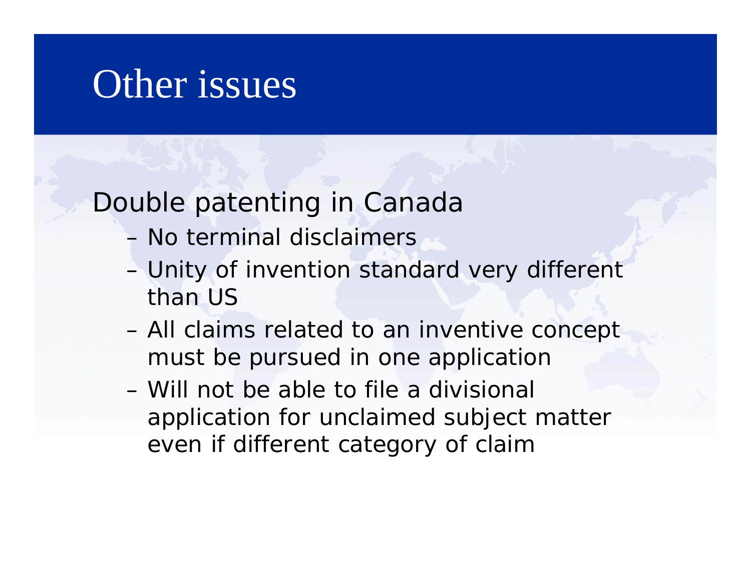# Other issues

Double patenting in Canada

- No terminal disclaimers
- Unity of invention standard very different than US
- All claims related to an inventive concept must be pursued in one application
- Will not be able to file a divisional application for unclaimed subject matter even if different category of claim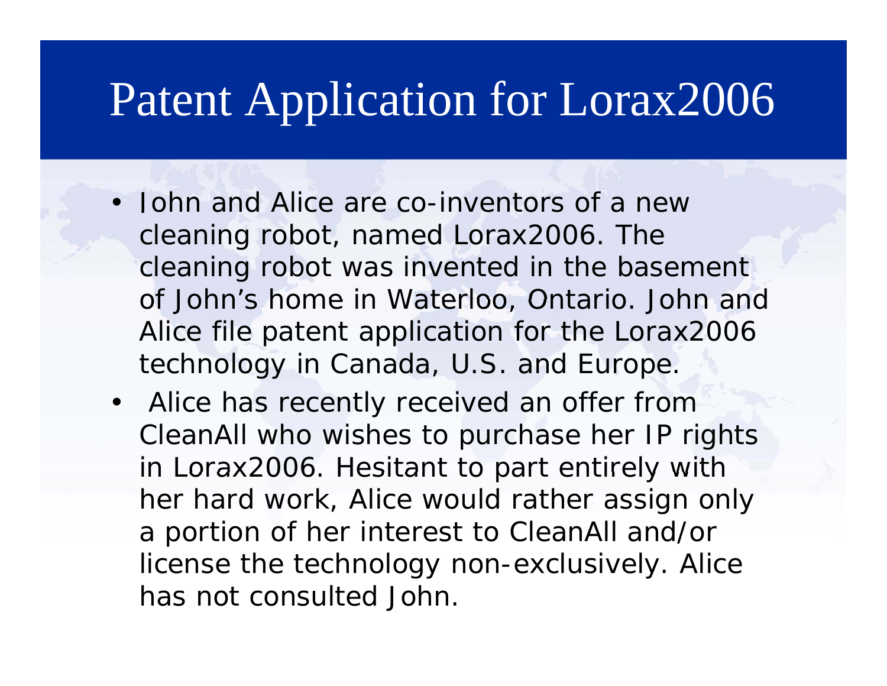# Patent Application for Lorax2006

- John and Alice are co-inventors of a new cleaning robot, named Lorax2006. The cleaning robot was invented in the basement of John's home in Waterloo, Ontario. John and Alice file patent application for the Lorax2006 technology in Canada, U.S. and Europe.
- Alice has recently received an offer from CleanAll who wishes to purchase her IP rights in Lorax2006. Hesitant to part entirely with her hard work, Alice would rather assign only a portion of her interest to CleanAll and/or license the technology non-exclusively. Alice has not consulted John.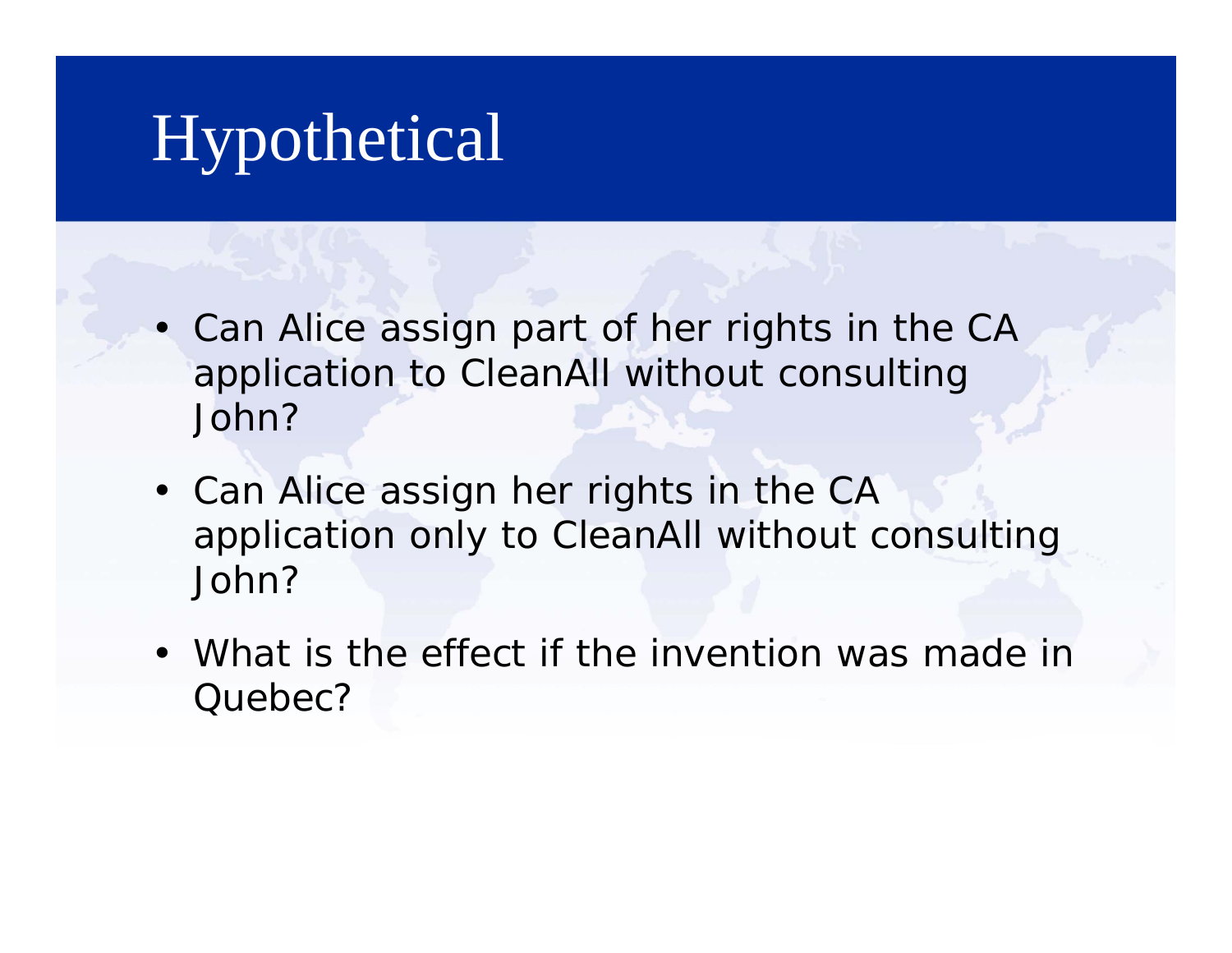# Hypothetical

- Can Alice assign part of her rights in the CA application to CleanAll without consulting John?
- Can Alice assign her rights in the CA application only to CleanAll without consulting John?
- What is the effect if the invention was made in Quebec?